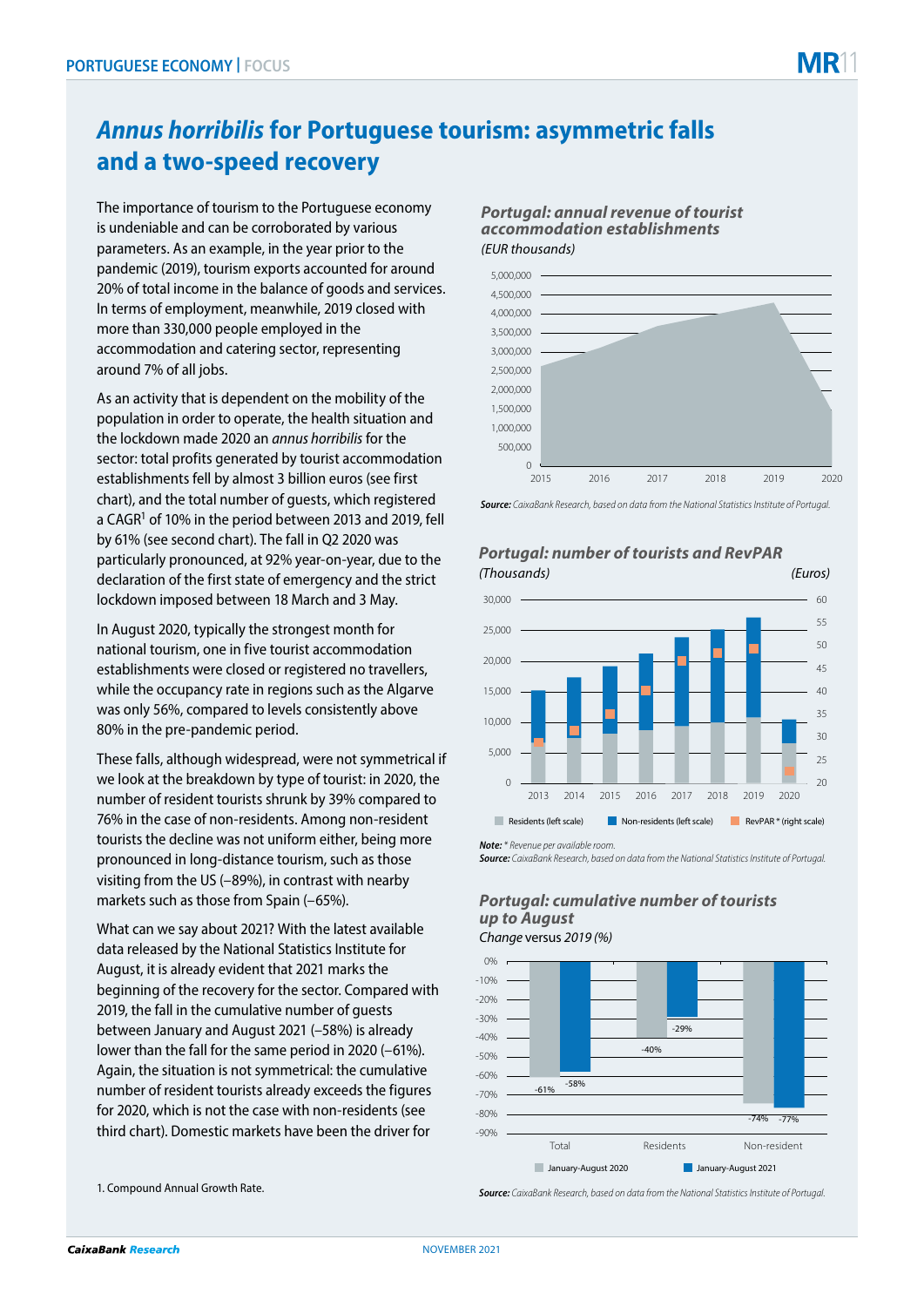# *Annus horribilis* for Portuguese tourism: asymmetric falls and a two-speed recovery

The importance of tourism to the Portuguese economy is undeniable and can be corroborated by various parameters. As an example, in the year prior to the pandemic (2019), tourism exports accounted for around 20% of total income in the balance of goods and services. In terms of employment, meanwhile, 2019 closed with more than 330,000 people employed in the accommodation and catering sector, representing around 7% of all jobs.

As an activity that is dependent on the mobility of the population in order to operate, the health situation and the lockdown made 2020 an *annus horribilis* for the sector: total profits generated by tourist accommodation establishments fell by almost 3 billion euros (see first chart), and the total number of guests, which registered a CAGR[1] of 10% in the period between 2013 and 2019, fell by 61% (see second chart). The fall in Q2 2020 was particularly pronounced, at 92% year-on-year, due to the declaration of the first state of emergency and the strict lockdown imposed between 18 March and 3 May.

In August 2020, typically the strongest month for national tourism, one in five tourist accommodation establishments were closed or registered no travellers, while the occupancy rate in regions such as the Algarve was only 56%, compared to levels consistently above 80% in the pre-pandemic period.

These falls, although widespread, were not symmetrical if we look at the breakdown by type of tourist: in 2020, the number of resident tourists shrunk by 39% compared to 76% in the case of non-residents. Among non-resident tourists the decline was not uniform either, being more pronounced in long-distance tourism, such as those visiting from the US (–89%), in contrast with nearby markets such as those from Spain (–65%).

What can we say about 2021? With the latest available data released by the National Statistics Institute for August, it is already evident that 2021 marks the beginning of the recovery for the sector. Compared with 2019, the fall in the cumulative number of guests between January and August 2021 (–58%) is already lower than the fall for the same period in 2020 (–61%). Again, the situation is not symmetrical: the cumulative number of resident tourists already exceeds the figures for 2020, which is not the case with non-residents (see third chart). Domestic markets have been the driver for

1. Compound Annual Growth Rate.

**Portugal: annual revenue of tourist accommodation establishments**
*(EUR thousands)*

**Source:** *CaixaBank Research, based on data from the National Statistics Institute of Portugal.*

**Portugal: number of tourists and RevPAR**
*(Thousands)* *(Euros)*

Residents (left scale) | Non-residents (left scale) | RevPAR * (right scale)

**Note:** *\* Revenue per available room.*
**Source:** *CaixaBank Research, based on data from the National Statistics Institute of Portugal.*

**Portugal: cumulative number of tourists up to August**
Change versus *2019 (%)*

| | January-August 2020 | January-August 2021 |
|---|---|---|
| Total | -61% | -58% |
| Residents | -40% | -29% |
| Non-resident | -74% | -77% |

**Source:** *CaixaBank Research, based on data from the National Statistics Institute of Portugal.*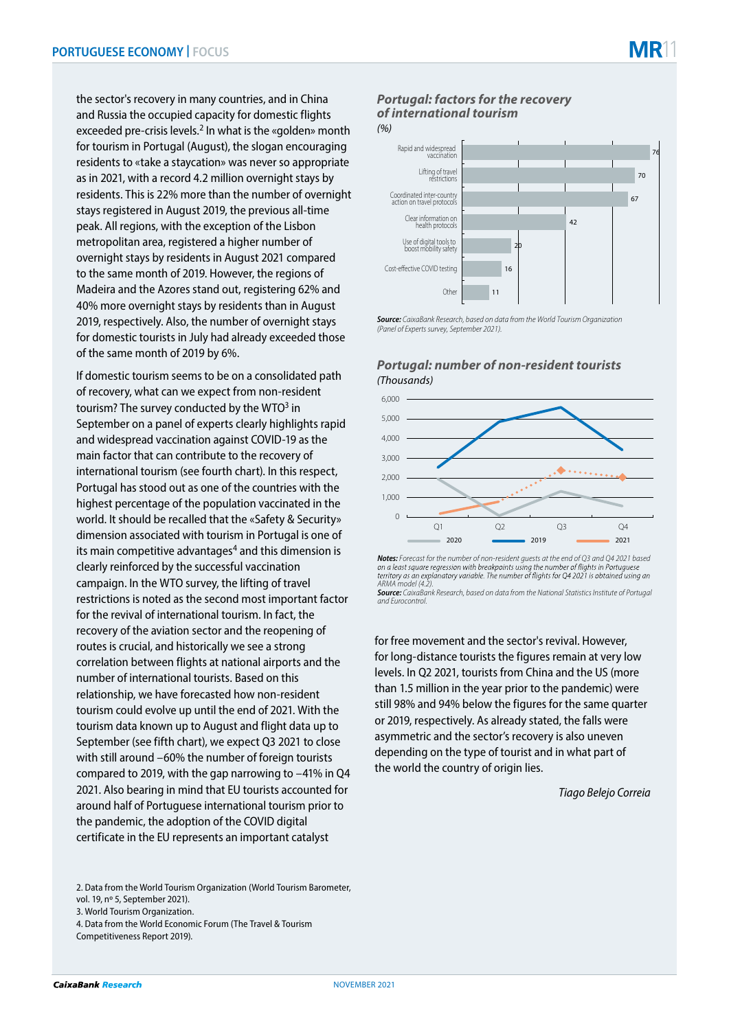the sector's recovery in many countries, and in China and Russia the occupied capacity for domestic flights exceeded pre-crisis levels.[2] In what is the «golden» month for tourism in Portugal (August), the slogan encouraging residents to «take a staycation» was never so appropriate as in 2021, with a record 4.2 million overnight stays by residents. This is 22% more than the number of overnight stays registered in August 2019, the previous all-time peak. All regions, with the exception of the Lisbon metropolitan area, registered a higher number of overnight stays by residents in August 2021 compared to the same month of 2019. However, the regions of Madeira and the Azores stand out, registering 62% and 40% more overnight stays by residents than in August 2019, respectively. Also, the number of overnight stays for domestic tourists in July had already exceeded those of the same month of 2019 by 6%.

If domestic tourism seems to be on a consolidated path of recovery, what can we expect from non-resident tourism? The survey conducted by the WTO[3] in September on a panel of experts clearly highlights rapid and widespread vaccination against COVID-19 as the main factor that can contribute to the recovery of international tourism (see fourth chart). In this respect, Portugal has stood out as one of the countries with the highest percentage of the population vaccinated in the world. It should be recalled that the «Safety & Security» dimension associated with tourism in Portugal is one of its main competitive advantages[4] and this dimension is clearly reinforced by the successful vaccination campaign. In the WTO survey, the lifting of travel restrictions is noted as the second most important factor for the revival of international tourism. In fact, the recovery of the aviation sector and the reopening of routes is crucial, and historically we see a strong correlation between flights at national airports and the number of international tourists. Based on this relationship, we have forecasted how non-resident tourism could evolve up until the end of 2021. With the tourism data known up to August and flight data up to September (see fifth chart), we expect Q3 2021 to close with still around –60% the number of foreign tourists compared to 2019, with the gap narrowing to –41% in Q4 2021. Also bearing in mind that EU tourists accounted for around half of Portuguese international tourism prior to the pandemic, the adoption of the COVID digital certificate in the EU represents an important catalyst for free movement and the sector's revival. However, for long-distance tourists the figures remain at very low levels. In Q2 2021, tourists from China and the US (more than 1.5 million in the year prior to the pandemic) were still 98% and 94% below the figures for the same quarter or 2019, respectively. As already stated, the falls were asymmetric and the sector's recovery is also uneven depending on the type of tourist and in what part of the world the country of origin lies.

*Tiago Belejo Correia*

***Portugal: factors for the recovery of international tourism***
*(%)*

Rapid and widespread vaccination 76
Lifting of travel restrictions 70
Coordinated inter-country action on travel protocols 67
Clear information on health protocols 42
Use of digital tools to boost mobility safety 20
Cost-effective COVID testing 16
Other 11

***Source:*** *CaixaBank Research, based on data from the World Tourism Organization (Panel of Experts survey, September 2021).*

***Portugal: number of non-resident tourists***
*(Thousands)*

6,000
5,000
4,000
3,000
2,000
1,000
0
Q1 Q2 Q3 Q4
2020 2019 2021

***Notes:*** *Forecast for the number of non-resident guests at the end of Q3 and Q4 2021 based on a least square regression with breakpoints using the number of flights in Portuguese territory as an explanatory variable. The number of flights for Q4 2021 is obtained using an ARMA model (4.2).*
***Source:*** *CaixaBank Research, based on data from the National Statistics Institute of Portugal and Eurocontrol.*

2. Data from the World Tourism Organization (World Tourism Barometer, vol. 19, nº 5, September 2021).
3. World Tourism Organization.
4. Data from the World Economic Forum (The Travel & Tourism Competitiveness Report 2019).